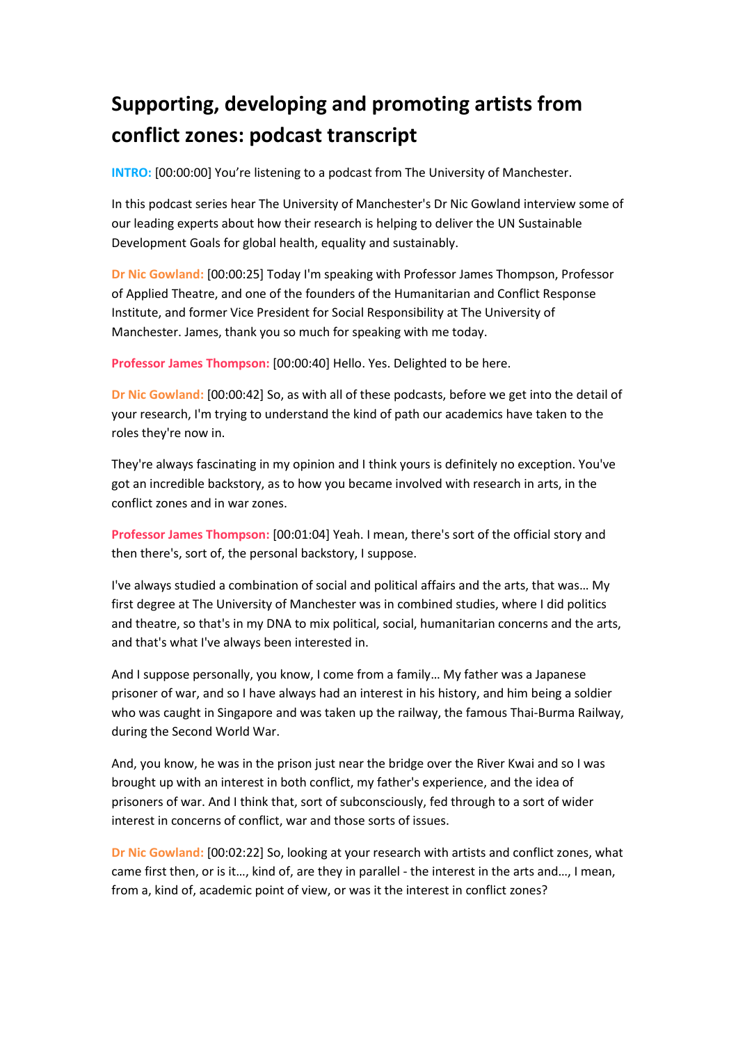# Supporting, developing and promoting artists from conflict zones: podcast transcript

**INTRO:** [00:00:00] You're listening to a podcast from The University of Manchester.

In this podcast series hear The University of Manchester's Dr Nic Gowland interview some of our leading experts about how their research is helping to deliver the UN Sustainable Development Goals for global health, equality and sustainably.

**Dr Nic Gowland:** [00:00:25] Today I'm speaking with Professor James Thompson, Professor of Applied Theatre, and one of the founders of the Humanitarian and Conflict Response Institute, and former Vice President for Social Responsibility at The University of Manchester. James, thank you so much for speaking with me today.

**Professor James Thompson:** [00:00:40] Hello. Yes. Delighted to be here.

**Dr Nic Gowland:** [00:00:42] So, as with all of these podcasts, before we get into the detail of your research, I'm trying to understand the kind of path our academics have taken to the roles they're now in.

They're always fascinating in my opinion and I think yours is definitely no exception. You've got an incredible backstory, as to how you became involved with research in arts, in the conflict zones and in war zones.

**Professor James Thompson:** [00:01:04] Yeah. I mean, there's sort of the official story and then there's, sort of, the personal backstory, I suppose.

I've always studied a combination of social and political affairs and the arts, that was… My first degree at The University of Manchester was in combined studies, where I did politics and theatre, so that's in my DNA to mix political, social, humanitarian concerns and the arts, and that's what I've always been interested in.

And I suppose personally, you know, I come from a family… My father was a Japanese prisoner of war, and so I have always had an interest in his history, and him being a soldier who was caught in Singapore and was taken up the railway, the famous Thai-Burma Railway, during the Second World War.

And, you know, he was in the prison just near the bridge over the River Kwai and so I was brought up with an interest in both conflict, my father's experience, and the idea of prisoners of war. And I think that, sort of subconsciously, fed through to a sort of wider interest in concerns of conflict, war and those sorts of issues.

**Dr Nic Gowland:** [00:02:22] So, looking at your research with artists and conflict zones, what came first then, or is it…, kind of, are they in parallel - the interest in the arts and…, I mean, from a, kind of, academic point of view, or was it the interest in conflict zones?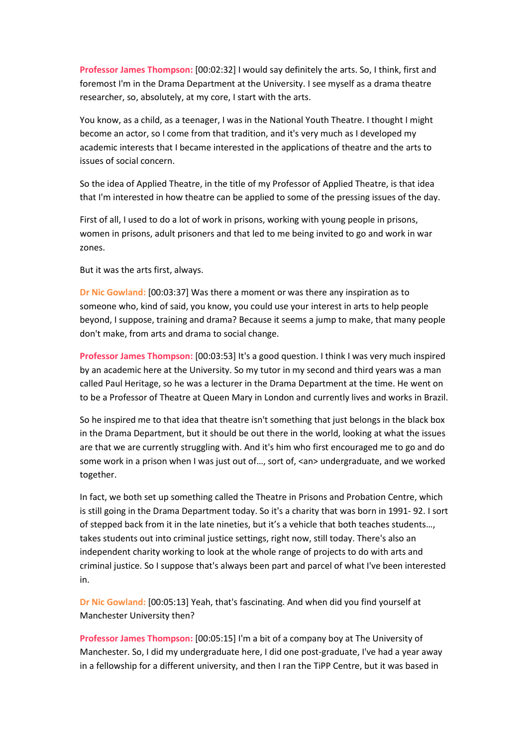**Professor James Thompson:** [00:02:32] I would say definitely the arts. So, I think, first and foremost I'm in the Drama Department at the University. I see myself as a drama theatre researcher, so, absolutely, at my core, I start with the arts.

You know, as a child, as a teenager, I was in the National Youth Theatre. I thought I might become an actor, so I come from that tradition, and it's very much as I developed my academic interests that I became interested in the applications of theatre and the arts to issues of social concern.

So the idea of Applied Theatre, in the title of my Professor of Applied Theatre, is that idea that I'm interested in how theatre can be applied to some of the pressing issues of the day.

First of all, I used to do a lot of work in prisons, working with young people in prisons, women in prisons, adult prisoners and that led to me being invited to go and work in war zones.

But it was the arts first, always.

**Dr Nic Gowland:** [00:03:37] Was there a moment or was there any inspiration as to someone who, kind of said, you know, you could use your interest in arts to help people beyond, I suppose, training and drama? Because it seems a jump to make, that many people don't make, from arts and drama to social change.

**Professor James Thompson:** [00:03:53] It's a good question. I think I was very much inspired by an academic here at the University. So my tutor in my second and third years was a man called Paul Heritage, so he was a lecturer in the Drama Department at the time. He went on to be a Professor of Theatre at Queen Mary in London and currently lives and works in Brazil.

So he inspired me to that idea that theatre isn't something that just belongs in the black box in the Drama Department, but it should be out there in the world, looking at what the issues are that we are currently struggling with. And it's him who first encouraged me to go and do some work in a prison when I was just out of…, sort of, <an> undergraduate, and we worked together.

In fact, we both set up something called the Theatre in Prisons and Probation Centre, which is still going in the Drama Department today. So it's a charity that was born in 1991- 92. I sort of stepped back from it in the late nineties, but it's a vehicle that both teaches students…, takes students out into criminal justice settings, right now, still today. There's also an independent charity working to look at the whole range of projects to do with arts and criminal justice. So I suppose that's always been part and parcel of what I've been interested in.

**Dr Nic Gowland:** [00:05:13] Yeah, that's fascinating. And when did you find yourself at Manchester University then?

**Professor James Thompson:** [00:05:15] I'm a bit of a company boy at The University of Manchester. So, I did my undergraduate here, I did one post-graduate, I've had a year away in a fellowship for a different university, and then I ran the TiPP Centre, but it was based in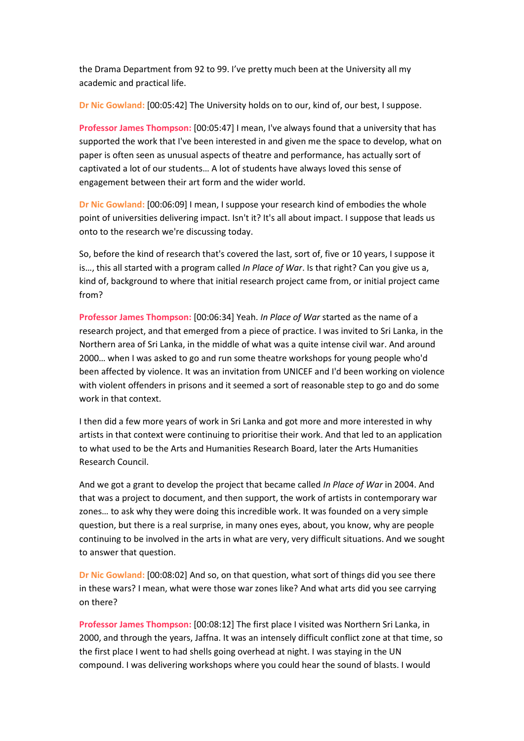the Drama Department from 92 to 99. I've pretty much been at the University all my academic and practical life.

**Dr Nic Gowland:** [00:05:42] The University holds on to our, kind of, our best, I suppose.

**Professor James Thompson:** [00:05:47] I mean, I've always found that a university that has supported the work that I've been interested in and given me the space to develop, what on paper is often seen as unusual aspects of theatre and performance, has actually sort of captivated a lot of our students… A lot of students have always loved this sense of engagement between their art form and the wider world.

**Dr Nic Gowland:** [00:06:09] I mean, I suppose your research kind of embodies the whole point of universities delivering impact. Isn't it? It's all about impact. I suppose that leads us onto to the research we're discussing today.

So, before the kind of research that's covered the last, sort of, five or 10 years, I suppose it is…, this all started with a program called *In Place of War*. Is that right? Can you give us a, kind of, background to where that initial research project came from, or initial project came from?

**Professor James Thompson:** [00:06:34] Yeah. *In Place of War* started as the name of a research project, and that emerged from a piece of practice. I was invited to Sri Lanka, in the Northern area of Sri Lanka, in the middle of what was a quite intense civil war. And around 2000… when I was asked to go and run some theatre workshops for young people who'd been affected by violence. It was an invitation from UNICEF and I'd been working on violence with violent offenders in prisons and it seemed a sort of reasonable step to go and do some work in that context.

I then did a few more years of work in Sri Lanka and got more and more interested in why artists in that context were continuing to prioritise their work. And that led to an application to what used to be the Arts and Humanities Research Board, later the Arts Humanities Research Council.

And we got a grant to develop the project that became called *In Place of War* in 2004. And that was a project to document, and then support, the work of artists in contemporary war zones… to ask why they were doing this incredible work. It was founded on a very simple question, but there is a real surprise, in many ones eyes, about, you know, why are people continuing to be involved in the arts in what are very, very difficult situations. And we sought to answer that question.

**Dr Nic Gowland:** [00:08:02] And so, on that question, what sort of things did you see there in these wars? I mean, what were those war zones like? And what arts did you see carrying on there?

**Professor James Thompson:** [00:08:12] The first place I visited was Northern Sri Lanka, in 2000, and through the years, Jaffna. It was an intensely difficult conflict zone at that time, so the first place I went to had shells going overhead at night. I was staying in the UN compound. I was delivering workshops where you could hear the sound of blasts. I would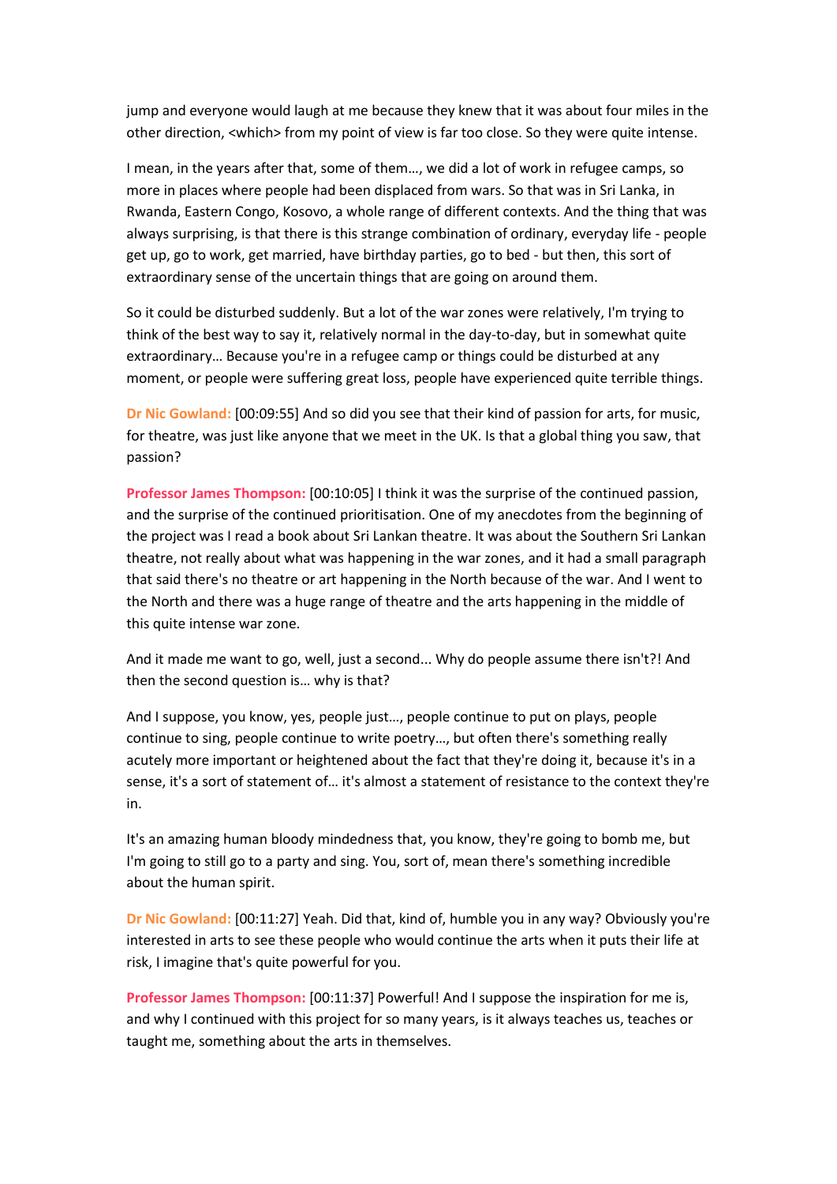jump and everyone would laugh at me because they knew that it was about four miles in the other direction, <which> from my point of view is far too close. So they were quite intense.

I mean, in the years after that, some of them…, we did a lot of work in refugee camps, so more in places where people had been displaced from wars. So that was in Sri Lanka, in Rwanda, Eastern Congo, Kosovo, a whole range of different contexts. And the thing that was always surprising, is that there is this strange combination of ordinary, everyday life - people get up, go to work, get married, have birthday parties, go to bed - but then, this sort of extraordinary sense of the uncertain things that are going on around them.

So it could be disturbed suddenly. But a lot of the war zones were relatively, I'm trying to think of the best way to say it, relatively normal in the day-to-day, but in somewhat quite extraordinary… Because you're in a refugee camp or things could be disturbed at any moment, or people were suffering great loss, people have experienced quite terrible things.

**Dr Nic Gowland:** [00:09:55] And so did you see that their kind of passion for arts, for music, for theatre, was just like anyone that we meet in the UK. Is that a global thing you saw, that passion?

**Professor James Thompson:** [00:10:05] I think it was the surprise of the continued passion, and the surprise of the continued prioritisation. One of my anecdotes from the beginning of the project was I read a book about Sri Lankan theatre. It was about the Southern Sri Lankan theatre, not really about what was happening in the war zones, and it had a small paragraph that said there's no theatre or art happening in the North because of the war. And I went to the North and there was a huge range of theatre and the arts happening in the middle of this quite intense war zone.

And it made me want to go, well, just a second... Why do people assume there isn't?! And then the second question is… why is that?

And I suppose, you know, yes, people just…, people continue to put on plays, people continue to sing, people continue to write poetry…, but often there's something really acutely more important or heightened about the fact that they're doing it, because it's in a sense, it's a sort of statement of… it's almost a statement of resistance to the context they're in.

It's an amazing human bloody mindedness that, you know, they're going to bomb me, but I'm going to still go to a party and sing. You, sort of, mean there's something incredible about the human spirit.

**Dr Nic Gowland:** [00:11:27] Yeah. Did that, kind of, humble you in any way? Obviously you're interested in arts to see these people who would continue the arts when it puts their life at risk, I imagine that's quite powerful for you.

**Professor James Thompson:** [00:11:37] Powerful! And I suppose the inspiration for me is, and why I continued with this project for so many years, is it always teaches us, teaches or taught me, something about the arts in themselves.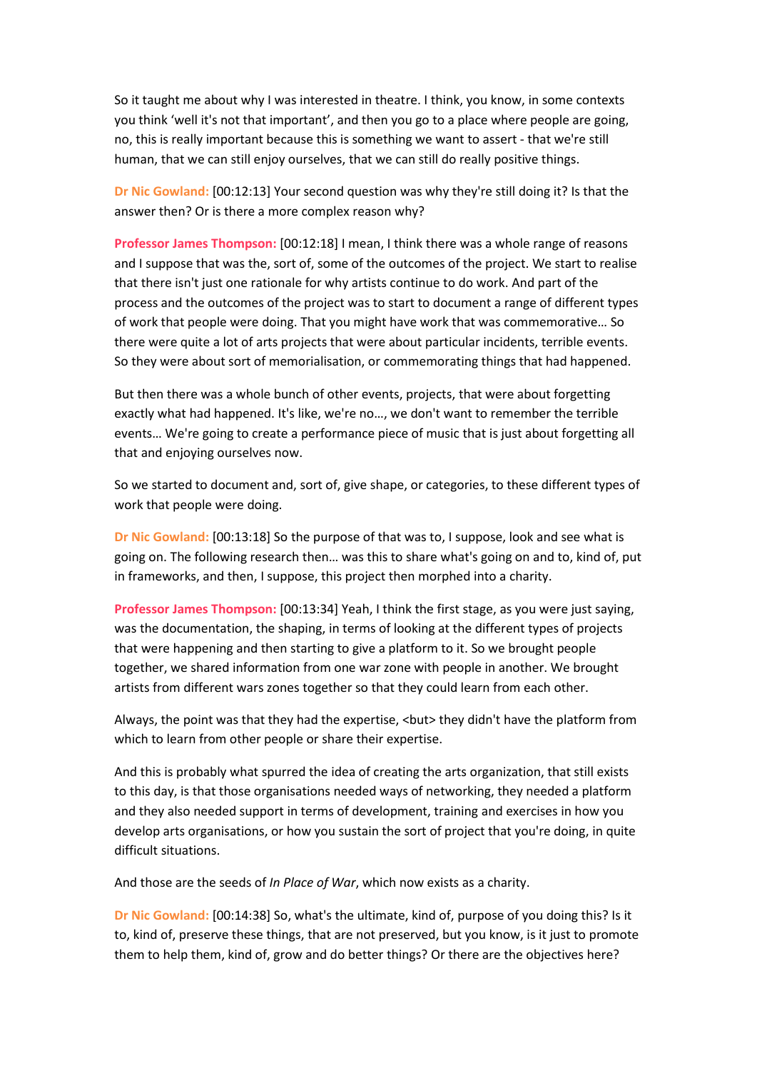So it taught me about why I was interested in theatre. I think, you know, in some contexts you think 'well it's not that important', and then you go to a place where people are going, no, this is really important because this is something we want to assert - that we're still human, that we can still enjoy ourselves, that we can still do really positive things.

**Dr Nic Gowland:** [00:12:13] Your second question was why they're still doing it? Is that the answer then? Or is there a more complex reason why?

**Professor James Thompson:** [00:12:18] I mean, I think there was a whole range of reasons and I suppose that was the, sort of, some of the outcomes of the project. We start to realise that there isn't just one rationale for why artists continue to do work. And part of the process and the outcomes of the project was to start to document a range of different types of work that people were doing. That you might have work that was commemorative… So there were quite a lot of arts projects that were about particular incidents, terrible events. So they were about sort of memorialisation, or commemorating things that had happened.

But then there was a whole bunch of other events, projects, that were about forgetting exactly what had happened. It's like, we're no…, we don't want to remember the terrible events… We're going to create a performance piece of music that is just about forgetting all that and enjoying ourselves now.

So we started to document and, sort of, give shape, or categories, to these different types of work that people were doing.

**Dr Nic Gowland:** [00:13:18] So the purpose of that was to, I suppose, look and see what is going on. The following research then… was this to share what's going on and to, kind of, put in frameworks, and then, I suppose, this project then morphed into a charity.

**Professor James Thompson:** [00:13:34] Yeah, I think the first stage, as you were just saying, was the documentation, the shaping, in terms of looking at the different types of projects that were happening and then starting to give a platform to it. So we brought people together, we shared information from one war zone with people in another. We brought artists from different wars zones together so that they could learn from each other.

Always, the point was that they had the expertise, <but> they didn't have the platform from which to learn from other people or share their expertise.

And this is probably what spurred the idea of creating the arts organization, that still exists to this day, is that those organisations needed ways of networking, they needed a platform and they also needed support in terms of development, training and exercises in how you develop arts organisations, or how you sustain the sort of project that you're doing, in quite difficult situations.

And those are the seeds of *In Place of War*, which now exists as a charity.

**Dr Nic Gowland:** [00:14:38] So, what's the ultimate, kind of, purpose of you doing this? Is it to, kind of, preserve these things, that are not preserved, but you know, is it just to promote them to help them, kind of, grow and do better things? Or there are the objectives here?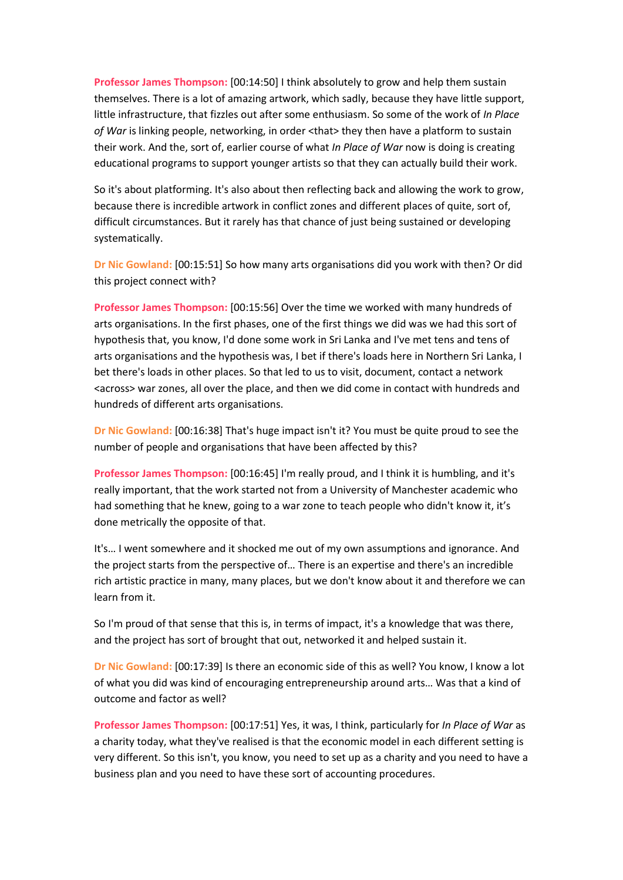**Professor James Thompson:** [00:14:50] I think absolutely to grow and help them sustain themselves. There is a lot of amazing artwork, which sadly, because they have little support, little infrastructure, that fizzles out after some enthusiasm. So some of the work of *In Place of War* is linking people, networking, in order <that> they then have a platform to sustain their work. And the, sort of, earlier course of what *In Place of War* now is doing is creating educational programs to support younger artists so that they can actually build their work.

So it's about platforming. It's also about then reflecting back and allowing the work to grow, because there is incredible artwork in conflict zones and different places of quite, sort of, difficult circumstances. But it rarely has that chance of just being sustained or developing systematically.

**Dr Nic Gowland:** [00:15:51] So how many arts organisations did you work with then? Or did this project connect with?

**Professor James Thompson:** [00:15:56] Over the time we worked with many hundreds of arts organisations. In the first phases, one of the first things we did was we had this sort of hypothesis that, you know, I'd done some work in Sri Lanka and I've met tens and tens of arts organisations and the hypothesis was, I bet if there's loads here in Northern Sri Lanka, I bet there's loads in other places. So that led to us to visit, document, contact a network <across> war zones, all over the place, and then we did come in contact with hundreds and hundreds of different arts organisations.

**Dr Nic Gowland:** [00:16:38] That's huge impact isn't it? You must be quite proud to see the number of people and organisations that have been affected by this?

**Professor James Thompson:** [00:16:45] I'm really proud, and I think it is humbling, and it's really important, that the work started not from a University of Manchester academic who had something that he knew, going to a war zone to teach people who didn't know it, it's done metrically the opposite of that.

It's… I went somewhere and it shocked me out of my own assumptions and ignorance. And the project starts from the perspective of… There is an expertise and there's an incredible rich artistic practice in many, many places, but we don't know about it and therefore we can learn from it.

So I'm proud of that sense that this is, in terms of impact, it's a knowledge that was there, and the project has sort of brought that out, networked it and helped sustain it.

**Dr Nic Gowland:** [00:17:39] Is there an economic side of this as well? You know, I know a lot of what you did was kind of encouraging entrepreneurship around arts… Was that a kind of outcome and factor as well?

**Professor James Thompson:** [00:17:51] Yes, it was, I think, particularly for *In Place of War* as a charity today, what they've realised is that the economic model in each different setting is very different. So this isn't, you know, you need to set up as a charity and you need to have a business plan and you need to have these sort of accounting procedures.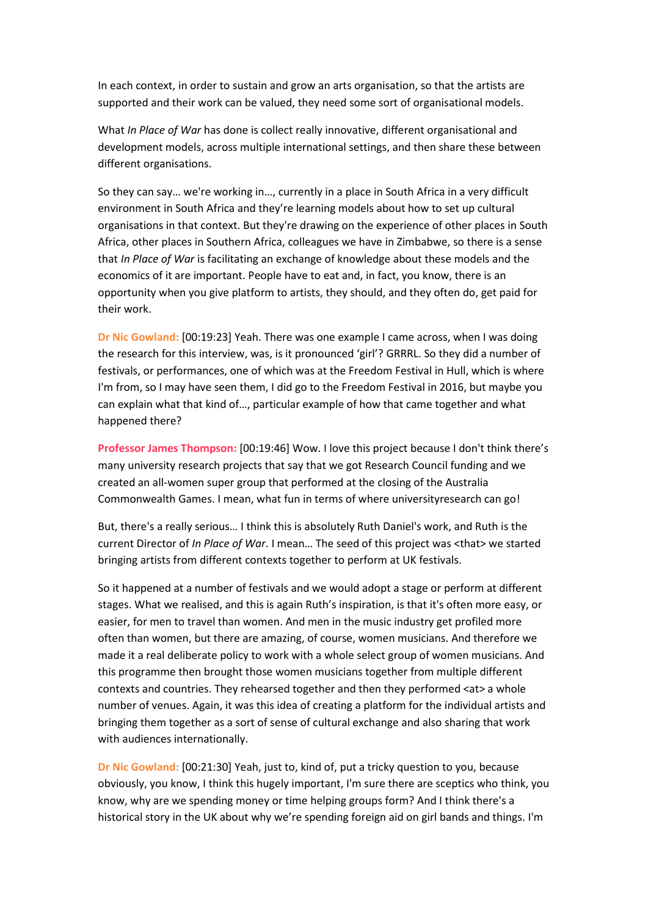In each context, in order to sustain and grow an arts organisation, so that the artists are supported and their work can be valued, they need some sort of organisational models.

What *In Place of War* has done is collect really innovative, different organisational and development models, across multiple international settings, and then share these between different organisations.

So they can say… we're working in…, currently in a place in South Africa in a very difficult environment in South Africa and they're learning models about how to set up cultural organisations in that context. But they're drawing on the experience of other places in South Africa, other places in Southern Africa, colleagues we have in Zimbabwe, so there is a sense that *In Place of War* is facilitating an exchange of knowledge about these models and the economics of it are important. People have to eat and, in fact, you know, there is an opportunity when you give platform to artists, they should, and they often do, get paid for their work.

**Dr Nic Gowland:** [00:19:23] Yeah. There was one example I came across, when I was doing the research for this interview, was, is it pronounced 'girl'? GRRRL. So they did a number of festivals, or performances, one of which was at the Freedom Festival in Hull, which is where I'm from, so I may have seen them, I did go to the Freedom Festival in 2016, but maybe you can explain what that kind of…, particular example of how that came together and what happened there?

**Professor James Thompson:** [00:19:46] Wow. I love this project because I don't think there's many university research projects that say that we got Research Council funding and we created an all-women super group that performed at the closing of the Australia Commonwealth Games. I mean, what fun in terms of where universityresearch can go!

But, there's a really serious… I think this is absolutely Ruth Daniel's work, and Ruth is the current Director of *In Place of War*. I mean… The seed of this project was <that> we started bringing artists from different contexts together to perform at UK festivals.

So it happened at a number of festivals and we would adopt a stage or perform at different stages. What we realised, and this is again Ruth's inspiration, is that it's often more easy, or easier, for men to travel than women. And men in the music industry get profiled more often than women, but there are amazing, of course, women musicians. And therefore we made it a real deliberate policy to work with a whole select group of women musicians. And this programme then brought those women musicians together from multiple different contexts and countries. They rehearsed together and then they performed <at> a whole number of venues. Again, it was this idea of creating a platform for the individual artists and bringing them together as a sort of sense of cultural exchange and also sharing that work with audiences internationally.

**Dr Nic Gowland:** [00:21:30] Yeah, just to, kind of, put a tricky question to you, because obviously, you know, I think this hugely important, I'm sure there are sceptics who think, you know, why are we spending money or time helping groups form? And I think there's a historical story in the UK about why we're spending foreign aid on girl bands and things. I'm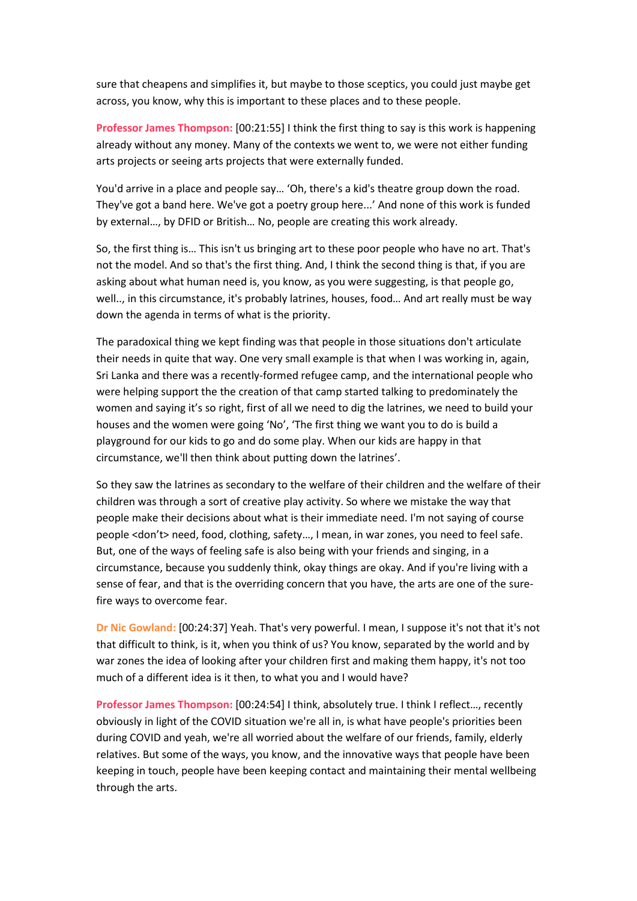sure that cheapens and simplifies it, but maybe to those sceptics, you could just maybe get across, you know, why this is important to these places and to these people.

**Professor James Thompson:** [00:21:55] I think the first thing to say is this work is happening already without any money. Many of the contexts we went to, we were not either funding arts projects or seeing arts projects that were externally funded.

You'd arrive in a place and people say… 'Oh, there's a kid's theatre group down the road. They've got a band here. We've got a poetry group here...' And none of this work is funded by external…, by DFID or British… No, people are creating this work already.

So, the first thing is… This isn't us bringing art to these poor people who have no art. That's not the model. And so that's the first thing. And, I think the second thing is that, if you are asking about what human need is, you know, as you were suggesting, is that people go, well.., in this circumstance, it's probably latrines, houses, food… And art really must be way down the agenda in terms of what is the priority.

The paradoxical thing we kept finding was that people in those situations don't articulate their needs in quite that way. One very small example is that when I was working in, again, Sri Lanka and there was a recently-formed refugee camp, and the international people who were helping support the the creation of that camp started talking to predominately the women and saying it's so right, first of all we need to dig the latrines, we need to build your houses and the women were going 'No', 'The first thing we want you to do is build a playground for our kids to go and do some play. When our kids are happy in that circumstance, we'll then think about putting down the latrines'.

So they saw the latrines as secondary to the welfare of their children and the welfare of their children was through a sort of creative play activity. So where we mistake the way that people make their decisions about what is their immediate need. I'm not saying of course people <don't> need, food, clothing, safety…, I mean, in war zones, you need to feel safe. But, one of the ways of feeling safe is also being with your friends and singing, in a circumstance, because you suddenly think, okay things are okay. And if you're living with a sense of fear, and that is the overriding concern that you have, the arts are one of the sure-fire ways to overcome fear.

**Dr Nic Gowland:** [00:24:37] Yeah. That's very powerful. I mean, I suppose it's not that it's not that difficult to think, is it, when you think of us? You know, separated by the world and by war zones the idea of looking after your children first and making them happy, it's not too much of a different idea is it then, to what you and I would have?

**Professor James Thompson:** [00:24:54] I think, absolutely true. I think I reflect…, recently obviously in light of the COVID situation we're all in, is what have people's priorities been during COVID and yeah, we're all worried about the welfare of our friends, family, elderly relatives. But some of the ways, you know, and the innovative ways that people have been keeping in touch, people have been keeping contact and maintaining their mental wellbeing through the arts.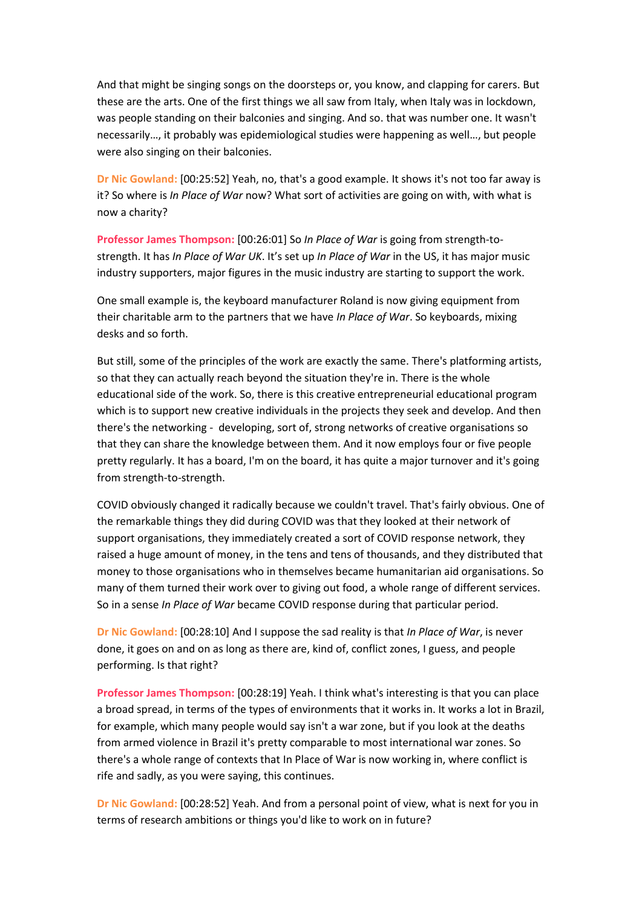And that might be singing songs on the doorsteps or, you know, and clapping for carers. But these are the arts. One of the first things we all saw from Italy, when Italy was in lockdown, was people standing on their balconies and singing. And so. that was number one. It wasn't necessarily…, it probably was epidemiological studies were happening as well…, but people were also singing on their balconies.

**Dr Nic Gowland:** [00:25:52] Yeah, no, that's a good example. It shows it's not too far away is it? So where is *In Place of War* now? What sort of activities are going on with, with what is now a charity?

**Professor James Thompson:** [00:26:01] So *In Place of War* is going from strength-to-strength. It has *In Place of War UK*. It's set up *In Place of War* in the US, it has major music industry supporters, major figures in the music industry are starting to support the work.

One small example is, the keyboard manufacturer Roland is now giving equipment from their charitable arm to the partners that we have *In Place of War*. So keyboards, mixing desks and so forth.

But still, some of the principles of the work are exactly the same. There's platforming artists, so that they can actually reach beyond the situation they're in. There is the whole educational side of the work. So, there is this creative entrepreneurial educational program which is to support new creative individuals in the projects they seek and develop. And then there's the networking - developing, sort of, strong networks of creative organisations so that they can share the knowledge between them. And it now employs four or five people pretty regularly. It has a board, I'm on the board, it has quite a major turnover and it's going from strength-to-strength.

COVID obviously changed it radically because we couldn't travel. That's fairly obvious. One of the remarkable things they did during COVID was that they looked at their network of support organisations, they immediately created a sort of COVID response network, they raised a huge amount of money, in the tens and tens of thousands, and they distributed that money to those organisations who in themselves became humanitarian aid organisations. So many of them turned their work over to giving out food, a whole range of different services. So in a sense *In Place of War* became COVID response during that particular period.

**Dr Nic Gowland:** [00:28:10] And I suppose the sad reality is that *In Place of War*, is never done, it goes on and on as long as there are, kind of, conflict zones, I guess, and people performing. Is that right?

**Professor James Thompson:** [00:28:19] Yeah. I think what's interesting is that you can place a broad spread, in terms of the types of environments that it works in. It works a lot in Brazil, for example, which many people would say isn't a war zone, but if you look at the deaths from armed violence in Brazil it's pretty comparable to most international war zones. So there's a whole range of contexts that In Place of War is now working in, where conflict is rife and sadly, as you were saying, this continues.

**Dr Nic Gowland:** [00:28:52] Yeah. And from a personal point of view, what is next for you in terms of research ambitions or things you'd like to work on in future?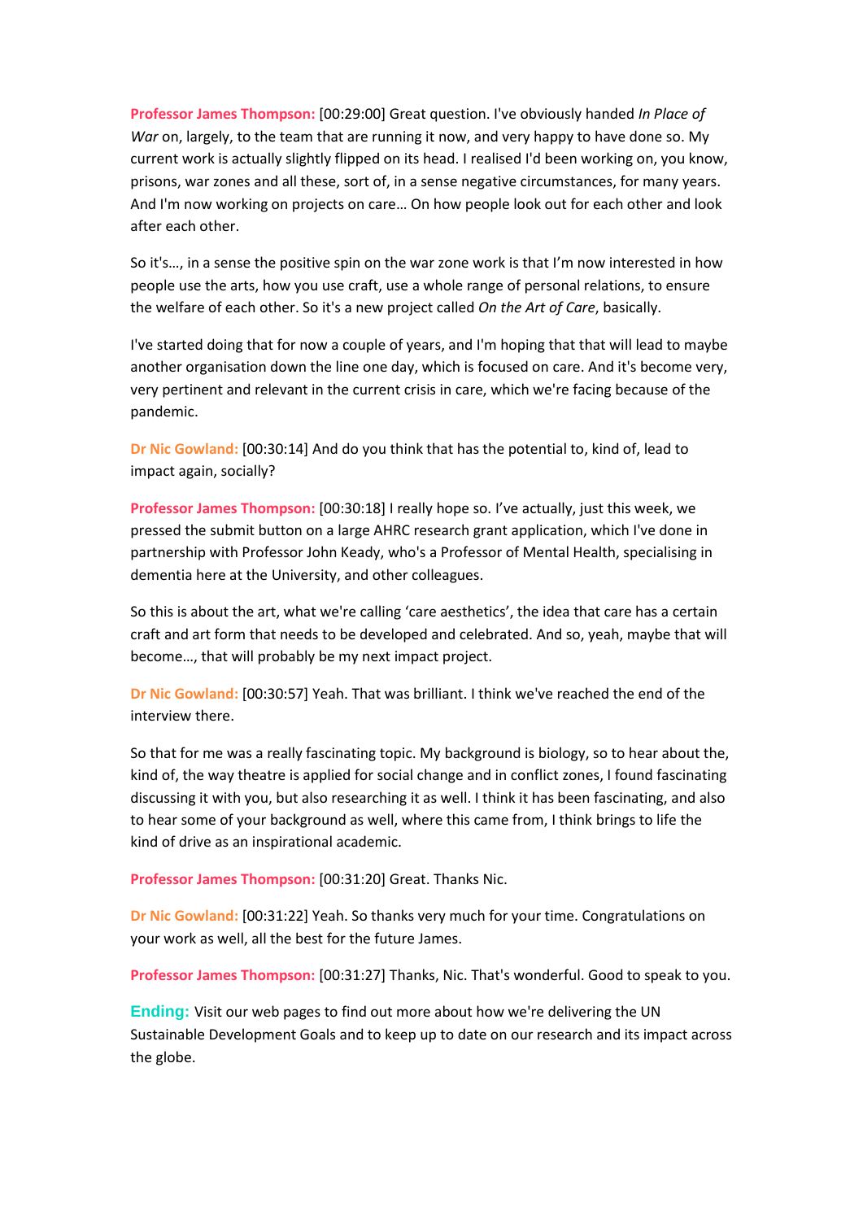**Professor James Thompson:** [00:29:00] Great question. I've obviously handed *In Place of War* on, largely, to the team that are running it now, and very happy to have done so. My current work is actually slightly flipped on its head. I realised I'd been working on, you know, prisons, war zones and all these, sort of, in a sense negative circumstances, for many years. And I'm now working on projects on care... On how people look out for each other and look after each other.

So it's..., in a sense the positive spin on the war zone work is that I'm now interested in how people use the arts, how you use craft, use a whole range of personal relations, to ensure the welfare of each other. So it's a new project called *On the Art of Care*, basically.

I've started doing that for now a couple of years, and I'm hoping that that will lead to maybe another organisation down the line one day, which is focused on care. And it's become very, very pertinent and relevant in the current crisis in care, which we're facing because of the pandemic.

**Dr Nic Gowland:** [00:30:14] And do you think that has the potential to, kind of, lead to impact again, socially?

**Professor James Thompson:** [00:30:18] I really hope so. I've actually, just this week, we pressed the submit button on a large AHRC research grant application, which I've done in partnership with Professor John Keady, who's a Professor of Mental Health, specialising in dementia here at the University, and other colleagues.

So this is about the art, what we're calling 'care aesthetics', the idea that care has a certain craft and art form that needs to be developed and celebrated. And so, yeah, maybe that will become..., that will probably be my next impact project.

**Dr Nic Gowland:** [00:30:57] Yeah. That was brilliant. I think we've reached the end of the interview there.

So that for me was a really fascinating topic. My background is biology, so to hear about the, kind of, the way theatre is applied for social change and in conflict zones, I found fascinating discussing it with you, but also researching it as well. I think it has been fascinating, and also to hear some of your background as well, where this came from, I think brings to life the kind of drive as an inspirational academic.

**Professor James Thompson:** [00:31:20] Great. Thanks Nic.

**Dr Nic Gowland:** [00:31:22] Yeah. So thanks very much for your time. Congratulations on your work as well, all the best for the future James.

**Professor James Thompson:** [00:31:27] Thanks, Nic. That's wonderful. Good to speak to you.

**Ending:** Visit our web pages to find out more about how we're delivering the UN Sustainable Development Goals and to keep up to date on our research and its impact across the globe.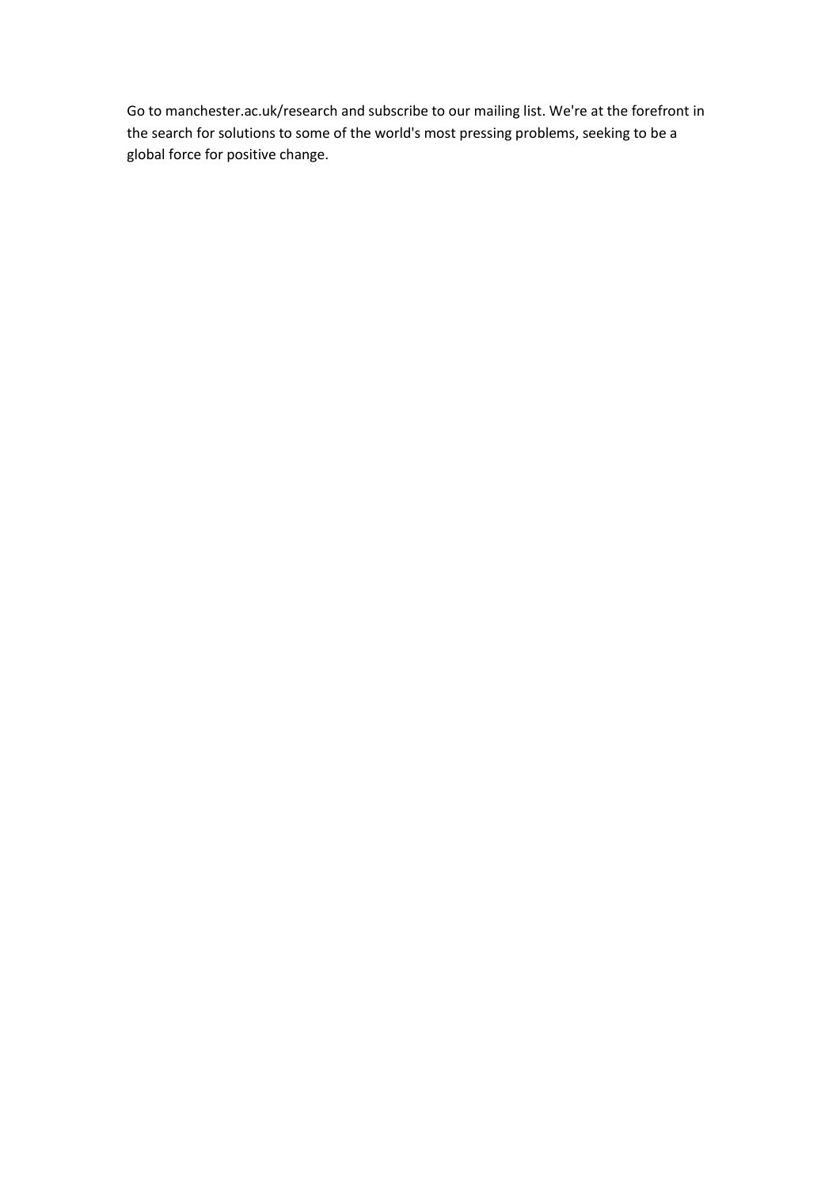Go to manchester.ac.uk/research and subscribe to our mailing list. We're at the forefront in the search for solutions to some of the world's most pressing problems, seeking to be a global force for positive change.